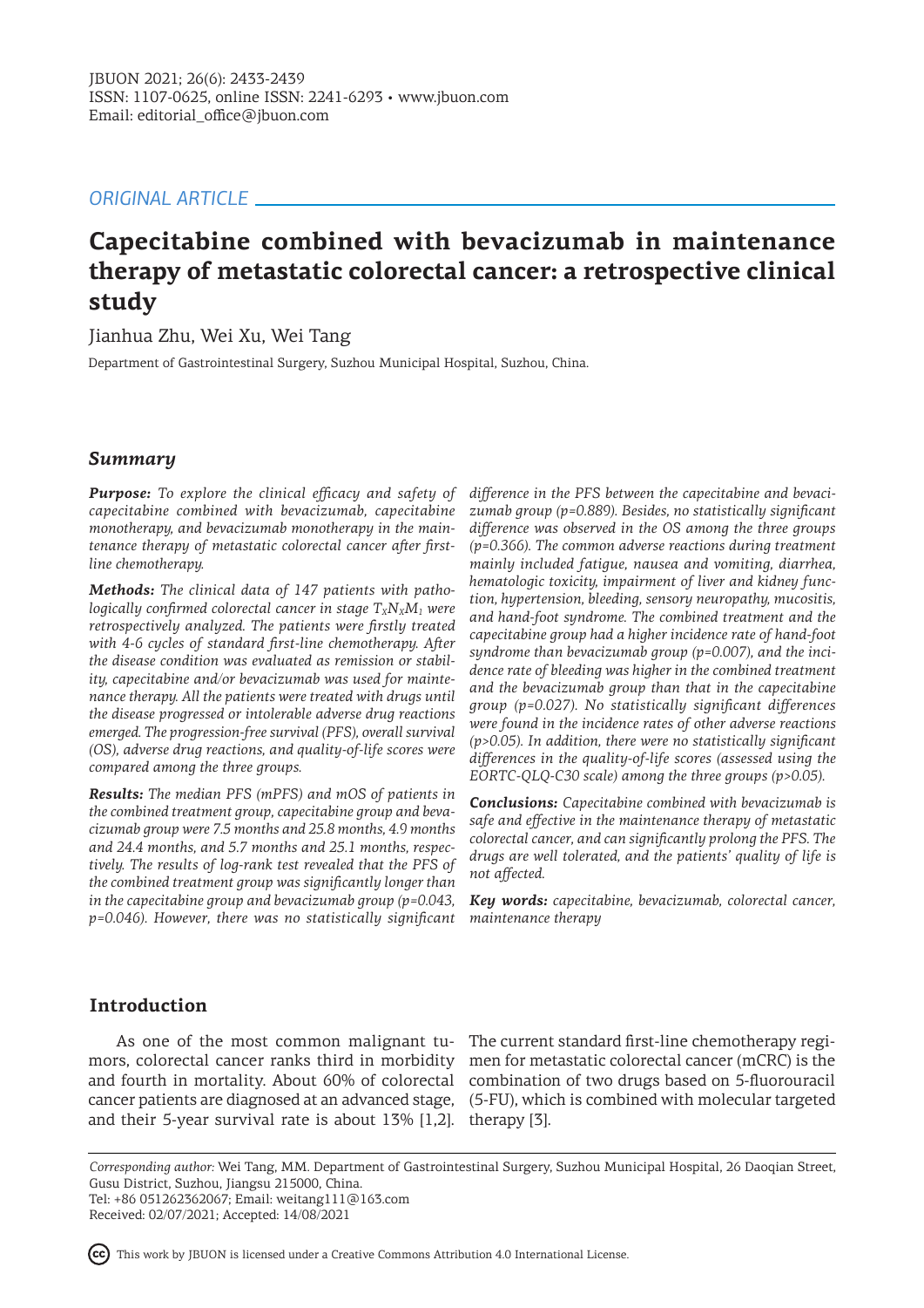## ORIGINAL ARTICLE

# Capecitabine combined with bevacizumab in maintenance therapy of metastatic colorectal cancer: a retrospective clinical study

Jianhua Zhu, Wei Xu, Wei Tang

Department of Gastrointestinal Surgery, Suzhou Municipal Hospital, Suzhou, China.

## Summary

***Purpose:*** *To explore the clinical efficacy and safety of capecitabine combined with bevacizumab, capecitabine monotherapy, and bevacizumab monotherapy in the maintenance therapy of metastatic colorectal cancer after first-line chemotherapy.*

***Methods:*** *The clinical data of 147 patients with pathologically confirmed colorectal cancer in stage $T_XN_XM_1$ were retrospectively analyzed. The patients were firstly treated with 4-6 cycles of standard first-line chemotherapy. After the disease condition was evaluated as remission or stability, capecitabine and/or bevacizumab was used for maintenance therapy. All the patients were treated with drugs until the disease progressed or intolerable adverse drug reactions emerged. The progression-free survival (PFS), overall survival (OS), adverse drug reactions, and quality-of-life scores were compared among the three groups.*

***Results:*** *The median PFS (mPFS) and mOS of patients in the combined treatment group, capecitabine group and bevacizumab group were 7.5 months and 25.8 months, 4.9 months and 24.4 months, and 5.7 months and 25.1 months, respectively. The results of log-rank test revealed that the PFS of the combined treatment group was significantly longer than in the capecitabine group and bevacizumab group (p=0.043, p=0.046). However, there was no statistically significant difference in the PFS between the capecitabine and bevacizumab group (p=0.889). Besides, no statistically significant difference was observed in the OS among the three groups (p=0.366). The common adverse reactions during treatment mainly included fatigue, nausea and vomiting, diarrhea, hematologic toxicity, impairment of liver and kidney function, hypertension, bleeding, sensory neuropathy, mucositis, and hand-foot syndrome. The combined treatment and the capecitabine group had a higher incidence rate of hand-foot syndrome than bevacizumab group (p=0.007), and the incidence rate of bleeding was higher in the combined treatment and the bevacizumab group than that in the capecitabine group (p=0.027). No statistically significant differences were found in the incidence rates of other adverse reactions (p>0.05). In addition, there were no statistically significant differences in the quality-of-life scores (assessed using the EORTC-QLQ-C30 scale) among the three groups (p>0.05).*

***Conclusions:*** *Capecitabine combined with bevacizumab is safe and effective in the maintenance therapy of metastatic colorectal cancer, and can significantly prolong the PFS. The drugs are well tolerated, and the patients' quality of life is not affected.*

***Key words:*** *capecitabine, bevacizumab, colorectal cancer, maintenance therapy*

## Introduction

As one of the most common malignant tumors, colorectal cancer ranks third in morbidity and fourth in mortality. About 60% of colorectal cancer patients are diagnosed at an advanced stage, and their 5-year survival rate is about 13% [1,2]. The current standard first-line chemotherapy regimen for metastatic colorectal cancer (mCRC) is the combination of two drugs based on 5-fluorouracil (5-FU), which is combined with molecular targeted therapy [3].

*Corresponding author:* Wei Tang, MM. Department of Gastrointestinal Surgery, Suzhou Municipal Hospital, 26 Daoqian Street, Gusu District, Suzhou, Jiangsu 215000, China.
Tel: +86 051262362067; Email: weitang111@163.com
Received: 02/07/2021; Accepted: 14/08/2021

This work by JBUON is licensed under a Creative Commons Attribution 4.0 International License.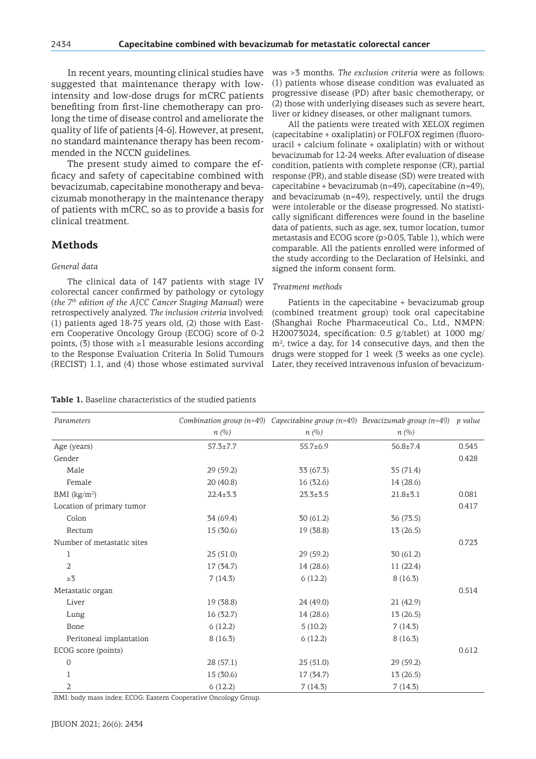In recent years, mounting clinical studies have suggested that maintenance therapy with low-intensity and low-dose drugs for mCRC patients benefiting from first-line chemotherapy can prolong the time of disease control and ameliorate the quality of life of patients [4-6]. However, at present, no standard maintenance therapy has been recommended in the NCCN guidelines.

The present study aimed to compare the efficacy and safety of capecitabine combined with bevacizumab, capecitabine monotherapy and bevacizumab monotherapy in the maintenance therapy of patients with mCRC, so as to provide a basis for clinical treatment.

## Methods

### *General data*

The clinical data of 147 patients with stage IV colorectal cancer confirmed by pathology or cytology (*the 7th edition of the AJCC Cancer Staging Manual*) were retrospectively analyzed. *The inclusion criteria* involved: (1) patients aged 18-75 years old, (2) those with Eastern Cooperative Oncology Group (ECOG) score of 0-2 points, (3) those with ≥1 measurable lesions according to the Response Evaluation Criteria In Solid Tumours (RECIST) 1.1, and (4) those whose estimated survival was >3 months. *The exclusion criteria* were as follows: (1) patients whose disease condition was evaluated as progressive disease (PD) after basic chemotherapy, or (2) those with underlying diseases such as severe heart, liver or kidney diseases, or other malignant tumors.

All the patients were treated with XELOX regimen (capecitabine + oxaliplatin) or FOLFOX regimen (fluorouracil + calcium folinate + oxaliplatin) with or without bevacizumab for 12-24 weeks. After evaluation of disease condition, patients with complete response (CR), partial response (PR), and stable disease (SD) were treated with capecitabine + bevacizumab (n=49), capecitabine (n=49), and bevacizumab (n=49), respectively, until the drugs were intolerable or the disease progressed. No statistically significant differences were found in the baseline data of patients, such as age, sex, tumor location, tumor metastasis and ECOG score (p>0.05, Table 1), which were comparable. All the patients enrolled were informed of the study according to the Declaration of Helsinki, and signed the inform consent form.

### *Treatment methods*

Patients in the capecitabine + bevacizumab group (combined treatment group) took oral capecitabine (Shanghai Roche Pharmaceutical Co., Ltd., NMPN: H20073024, specification: 0.5 g/tablet) at 1000 mg/m$^2$, twice a day, for 14 consecutive days, and then the drugs were stopped for 1 week (3 weeks as one cycle). Later, they received intravenous infusion of bevacizum-

**Table 1.** Baseline characteristics of the studied patients

| *Parameters* | *Combination group (n=49)* *n (%)* | *Capecitabine group (n=49)* *n (%)* | *Bevacizumab group (n=49)* *n (%)* | *p value* |
|---|---|---|---|---|
| Age (years) | 57.3±7.7 | 55.7±6.9 | 56.8±7.4 | 0.545 |
| Gender | | | | 0.428 |
| Male | 29 (59.2) | 33 (67.3) | 35 (71.4) | |
| Female | 20 (40.8) | 16 (32.6) | 14 (28.6) | |
| BMI (kg/m$^2$) | 22.4±3.3 | 23.3±3.5 | 21.8±3.1 | 0.081 |
| Location of primary tumor | | | | 0.417 |
| Colon | 34 (69.4) | 30 (61.2) | 36 (73.5) | |
| Rectum | 15 (30.6) | 19 (38.8) | 13 (26.5) | |
| Number of metastatic sites | | | | 0.723 |
| 1 | 25 (51.0) | 29 (59.2) | 30 (61.2) | |
| 2 | 17 (34.7) | 14 (28.6) | 11 (22.4) | |
| ≥3 | 7 (14.3) | 6 (12.2) | 8 (16.3) | |
| Metastatic organ | | | | 0.514 |
| Liver | 19 (38.8) | 24 (49.0) | 21 (42.9) | |
| Lung | 16 (32.7) | 14 (28.6) | 13 (26.5) | |
| Bone | 6 (12.2) | 5 (10.2) | 7 (14.3) | |
| Peritoneal implantation | 8 (16.3) | 6 (12.2) | 8 (16.3) | |
| ECOG score (points) | | | | 0.612 |
| 0 | 28 (57.1) | 25 (51.0) | 29 (59.2) | |
| 1 | 15 (30.6) | 17 (34.7) | 13 (26.5) | |
| 2 | 6 (12.2) | 7 (14.3) | 7 (14.3) | |

BMI: body mass index; ECOG: Eastern Cooperative Oncology Group.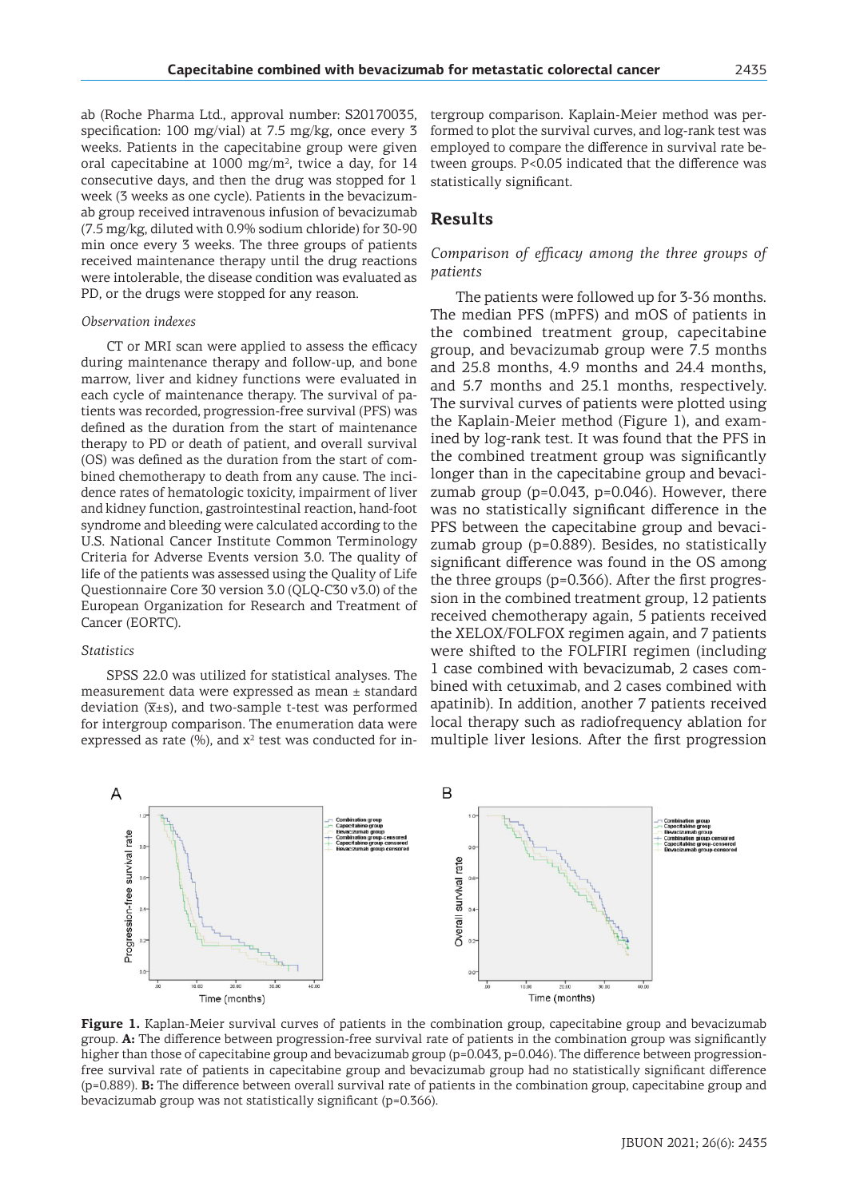ab (Roche Pharma Ltd., approval number: S20170035, specification: 100 mg/vial) at 7.5 mg/kg, once every 3 weeks. Patients in the capecitabine group were given oral capecitabine at 1000 mg/m$^2$, twice a day, for 14 consecutive days, and then the drug was stopped for 1 week (3 weeks as one cycle). Patients in the bevacizumab group received intravenous infusion of bevacizumab (7.5 mg/kg, diluted with 0.9% sodium chloride) for 30-90 min once every 3 weeks. The three groups of patients received maintenance therapy until the drug reactions were intolerable, the disease condition was evaluated as PD, or the drugs were stopped for any reason.

*Observation indexes*

CT or MRI scan were applied to assess the efficacy during maintenance therapy and follow-up, and bone marrow, liver and kidney functions were evaluated in each cycle of maintenance therapy. The survival of patients was recorded, progression-free survival (PFS) was defined as the duration from the start of maintenance therapy to PD or death of patient, and overall survival (OS) was defined as the duration from the start of combined chemotherapy to death from any cause. The incidence rates of hematologic toxicity, impairment of liver and kidney function, gastrointestinal reaction, hand-foot syndrome and bleeding were calculated according to the U.S. National Cancer Institute Common Terminology Criteria for Adverse Events version 3.0. The quality of life of the patients was assessed using the Quality of Life Questionnaire Core 30 version 3.0 (QLQ-C30 v3.0) of the European Organization for Research and Treatment of Cancer (EORTC).

*Statistics*

SPSS 22.0 was utilized for statistical analyses. The measurement data were expressed as mean ± standard deviation ($\bar{x}$±s), and two-sample t-test was performed for intergroup comparison. The enumeration data were expressed as rate (%), and $x^2$ test was conducted for intergroup comparison. Kaplain-Meier method was performed to plot the survival curves, and log-rank test was employed to compare the difference in survival rate between groups. P<0.05 indicated that the difference was statistically significant.

## Results

*Comparison of efficacy among the three groups of patients*

The patients were followed up for 3-36 months. The median PFS (mPFS) and mOS of patients in the combined treatment group, capecitabine group, and bevacizumab group were 7.5 months and 25.8 months, 4.9 months and 24.4 months, and 5.7 months and 25.1 months, respectively. The survival curves of patients were plotted using the Kaplain-Meier method (Figure 1), and examined by log-rank test. It was found that the PFS in the combined treatment group was significantly longer than in the capecitabine group and bevacizumab group (p=0.043, p=0.046). However, there was no statistically significant difference in the PFS between the capecitabine group and bevacizumab group (p=0.889). Besides, no statistically significant difference was found in the OS among the three groups (p=0.366). After the first progression in the combined treatment group, 12 patients received chemotherapy again, 5 patients received the XELOX/FOLFOX regimen again, and 7 patients were shifted to the FOLFIRI regimen (including 1 case combined with bevacizumab, 2 cases combined with cetuximab, and 2 cases combined with apatinib). In addition, another 7 patients received local therapy such as radiofrequency ablation for multiple liver lesions. After the first progression

**Figure 1.** Kaplan-Meier survival curves of patients in the combination group, capecitabine group and bevacizumab group. **A:** The difference between progression-free survival rate of patients in the combination group was significantly higher than those of capecitabine group and bevacizumab group (p=0.043, p=0.046). The difference between progression-free survival rate of patients in capecitabine group and bevacizumab group had no statistically significant difference (p=0.889). **B:** The difference between overall survival rate of patients in the combination group, capecitabine group and bevacizumab group was not statistically significant (p=0.366).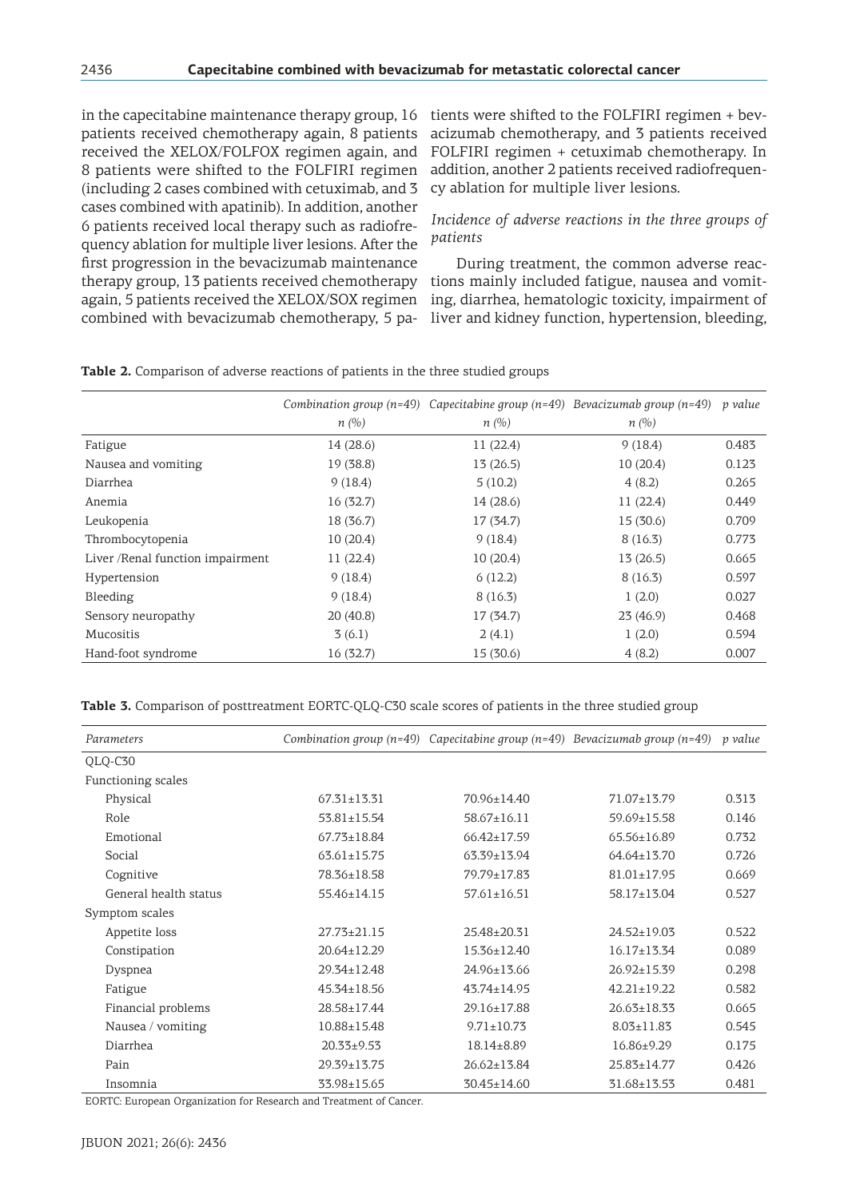in the capecitabine maintenance therapy group, 16 patients received chemotherapy again, 8 patients received the XELOX/FOLFOX regimen again, and 8 patients were shifted to the FOLFIRI regimen (including 2 cases combined with cetuximab, and 3 cases combined with apatinib). In addition, another 6 patients received local therapy such as radiofrequency ablation for multiple liver lesions. After the first progression in the bevacizumab maintenance therapy group, 13 patients received chemotherapy again, 5 patients received the XELOX/SOX regimen combined with bevacizumab chemotherapy, 5 patients were shifted to the FOLFIRI regimen + bevacizumab chemotherapy, and 3 patients received FOLFIRI regimen + cetuximab chemotherapy. In addition, another 2 patients received radiofrequency ablation for multiple liver lesions.

*Incidence of adverse reactions in the three groups of patients*

During treatment, the common adverse reactions mainly included fatigue, nausea and vomiting, diarrhea, hematologic toxicity, impairment of liver and kidney function, hypertension, bleeding,

**Table 2.** Comparison of adverse reactions of patients in the three studied groups

| | *Combination group (n=49)* *n (%)* | *Capecitabine group (n=49)* *n (%)* | *Bevacizumab group (n=49)* *n (%)* | *p value* |
|---|---|---|---|---|
| Fatigue | 14 (28.6) | 11 (22.4) | 9 (18.4) | 0.483 |
| Nausea and vomiting | 19 (38.8) | 13 (26.5) | 10 (20.4) | 0.123 |
| Diarrhea | 9 (18.4) | 5 (10.2) | 4 (8.2) | 0.265 |
| Anemia | 16 (32.7) | 14 (28.6) | 11 (22.4) | 0.449 |
| Leukopenia | 18 (36.7) | 17 (34.7) | 15 (30.6) | 0.709 |
| Thrombocytopenia | 10 (20.4) | 9 (18.4) | 8 (16.3) | 0.773 |
| Liver /Renal function impairment | 11 (22.4) | 10 (20.4) | 13 (26.5) | 0.665 |
| Hypertension | 9 (18.4) | 6 (12.2) | 8 (16.3) | 0.597 |
| Bleeding | 9 (18.4) | 8 (16.3) | 1 (2.0) | 0.027 |
| Sensory neuropathy | 20 (40.8) | 17 (34.7) | 23 (46.9) | 0.468 |
| Mucositis | 3 (6.1) | 2 (4.1) | 1 (2.0) | 0.594 |
| Hand-foot syndrome | 16 (32.7) | 15 (30.6) | 4 (8.2) | 0.007 |

**Table 3.** Comparison of posttreatment EORTC-QLQ-C30 scale scores of patients in the three studied group

| *Parameters* | *Combination group (n=49)* | *Capecitabine group (n=49)* | *Bevacizumab group (n=49)* | *p value* |
|---|---|---|---|---|
| QLQ-C30 | | | | |
| Functioning scales | | | | |
| Physical | 67.31±13.31 | 70.96±14.40 | 71.07±13.79 | 0.313 |
| Role | 53.81±15.54 | 58.67±16.11 | 59.69±15.58 | 0.146 |
| Emotional | 67.73±18.84 | 66.42±17.59 | 65.56±16.89 | 0.732 |
| Social | 63.61±15.75 | 63.39±13.94 | 64.64±13.70 | 0.726 |
| Cognitive | 78.36±18.58 | 79.79±17.83 | 81.01±17.95 | 0.669 |
| General health status | 55.46±14.15 | 57.61±16.51 | 58.17±13.04 | 0.527 |
| Symptom scales | | | | |
| Appetite loss | 27.73±21.15 | 25.48±20.31 | 24.52±19.03 | 0.522 |
| Constipation | 20.64±12.29 | 15.36±12.40 | 16.17±13.34 | 0.089 |
| Dyspnea | 29.34±12.48 | 24.96±13.66 | 26.92±15.39 | 0.298 |
| Fatigue | 45.34±18.56 | 43.74±14.95 | 42.21±19.22 | 0.582 |
| Financial problems | 28.58±17.44 | 29.16±17.88 | 26.63±18.33 | 0.665 |
| Nausea / vomiting | 10.88±15.48 | 9.71±10.73 | 8.03±11.83 | 0.545 |
| Diarrhea | 20.33±9.53 | 18.14±8.89 | 16.86±9.29 | 0.175 |
| Pain | 29.39±13.75 | 26.62±13.84 | 25.83±14.77 | 0.426 |
| Insomnia | 33.98±15.65 | 30.45±14.60 | 31.68±13.53 | 0.481 |

EORTC: European Organization for Research and Treatment of Cancer.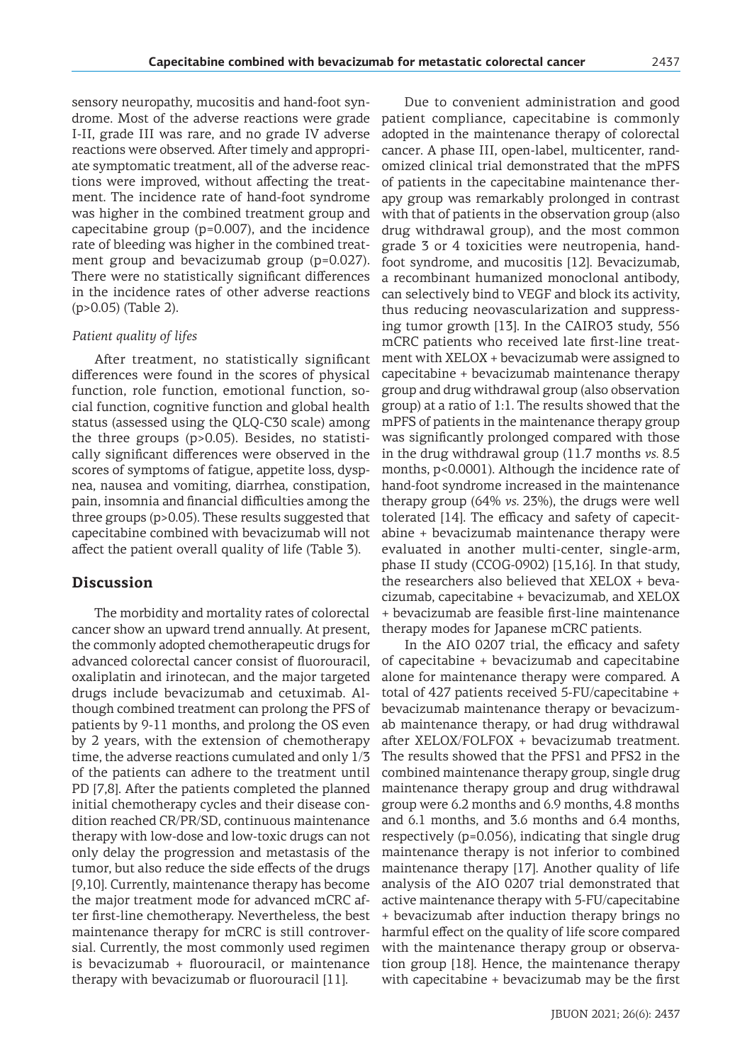sensory neuropathy, mucositis and hand-foot syndrome. Most of the adverse reactions were grade I-II, grade III was rare, and no grade IV adverse reactions were observed. After timely and appropriate symptomatic treatment, all of the adverse reactions were improved, without affecting the treatment. The incidence rate of hand-foot syndrome was higher in the combined treatment group and capecitabine group (p=0.007), and the incidence rate of bleeding was higher in the combined treatment group and bevacizumab group (p=0.027). There were no statistically significant differences in the incidence rates of other adverse reactions (p>0.05) (Table 2).

### *Patient quality of lifes*

After treatment, no statistically significant differences were found in the scores of physical function, role function, emotional function, social function, cognitive function and global health status (assessed using the QLQ-C30 scale) among the three groups (p>0.05). Besides, no statistically significant differences were observed in the scores of symptoms of fatigue, appetite loss, dyspnea, nausea and vomiting, diarrhea, constipation, pain, insomnia and financial difficulties among the three groups (p>0.05). These results suggested that capecitabine combined with bevacizumab will not affect the patient overall quality of life (Table 3).

## Discussion

The morbidity and mortality rates of colorectal cancer show an upward trend annually. At present, the commonly adopted chemotherapeutic drugs for advanced colorectal cancer consist of fluorouracil, oxaliplatin and irinotecan, and the major targeted drugs include bevacizumab and cetuximab. Although combined treatment can prolong the PFS of patients by 9-11 months, and prolong the OS even by 2 years, with the extension of chemotherapy time, the adverse reactions cumulated and only 1/3 of the patients can adhere to the treatment until PD [7,8]. After the patients completed the planned initial chemotherapy cycles and their disease condition reached CR/PR/SD, continuous maintenance therapy with low-dose and low-toxic drugs can not only delay the progression and metastasis of the tumor, but also reduce the side effects of the drugs [9,10]. Currently, maintenance therapy has become the major treatment mode for advanced mCRC after first-line chemotherapy. Nevertheless, the best maintenance therapy for mCRC is still controversial. Currently, the most commonly used regimen is bevacizumab + fluorouracil, or maintenance therapy with bevacizumab or fluorouracil [11].

Due to convenient administration and good patient compliance, capecitabine is commonly adopted in the maintenance therapy of colorectal cancer. A phase III, open-label, multicenter, randomized clinical trial demonstrated that the mPFS of patients in the capecitabine maintenance therapy group was remarkably prolonged in contrast with that of patients in the observation group (also drug withdrawal group), and the most common grade 3 or 4 toxicities were neutropenia, hand-foot syndrome, and mucositis [12]. Bevacizumab, a recombinant humanized monoclonal antibody, can selectively bind to VEGF and block its activity, thus reducing neovascularization and suppressing tumor growth [13]. In the CAIRO3 study, 556 mCRC patients who received late first-line treatment with XELOX + bevacizumab were assigned to capecitabine + bevacizumab maintenance therapy group and drug withdrawal group (also observation group) at a ratio of 1:1. The results showed that the mPFS of patients in the maintenance therapy group was significantly prolonged compared with those in the drug withdrawal group (11.7 months *vs.* 8.5 months, p<0.0001). Although the incidence rate of hand-foot syndrome increased in the maintenance therapy group (64% *vs.* 23%), the drugs were well tolerated [14]. The efficacy and safety of capecitabine + bevacizumab maintenance therapy were evaluated in another multi-center, single-arm, phase II study (CCOG-0902) [15,16]. In that study, the researchers also believed that XELOX + bevacizumab, capecitabine + bevacizumab, and XELOX + bevacizumab are feasible first-line maintenance therapy modes for Japanese mCRC patients.

In the AIO 0207 trial, the efficacy and safety of capecitabine + bevacizumab and capecitabine alone for maintenance therapy were compared. A total of 427 patients received 5-FU/capecitabine + bevacizumab maintenance therapy or bevacizumab maintenance therapy, or had drug withdrawal after XELOX/FOLFOX + bevacizumab treatment. The results showed that the PFS1 and PFS2 in the combined maintenance therapy group, single drug maintenance therapy group and drug withdrawal group were 6.2 months and 6.9 months, 4.8 months and 6.1 months, and 3.6 months and 6.4 months, respectively (p=0.056), indicating that single drug maintenance therapy is not inferior to combined maintenance therapy [17]. Another quality of life analysis of the AIO 0207 trial demonstrated that active maintenance therapy with 5-FU/capecitabine + bevacizumab after induction therapy brings no harmful effect on the quality of life score compared with the maintenance therapy group or observation group [18]. Hence, the maintenance therapy with capecitabine + bevacizumab may be the first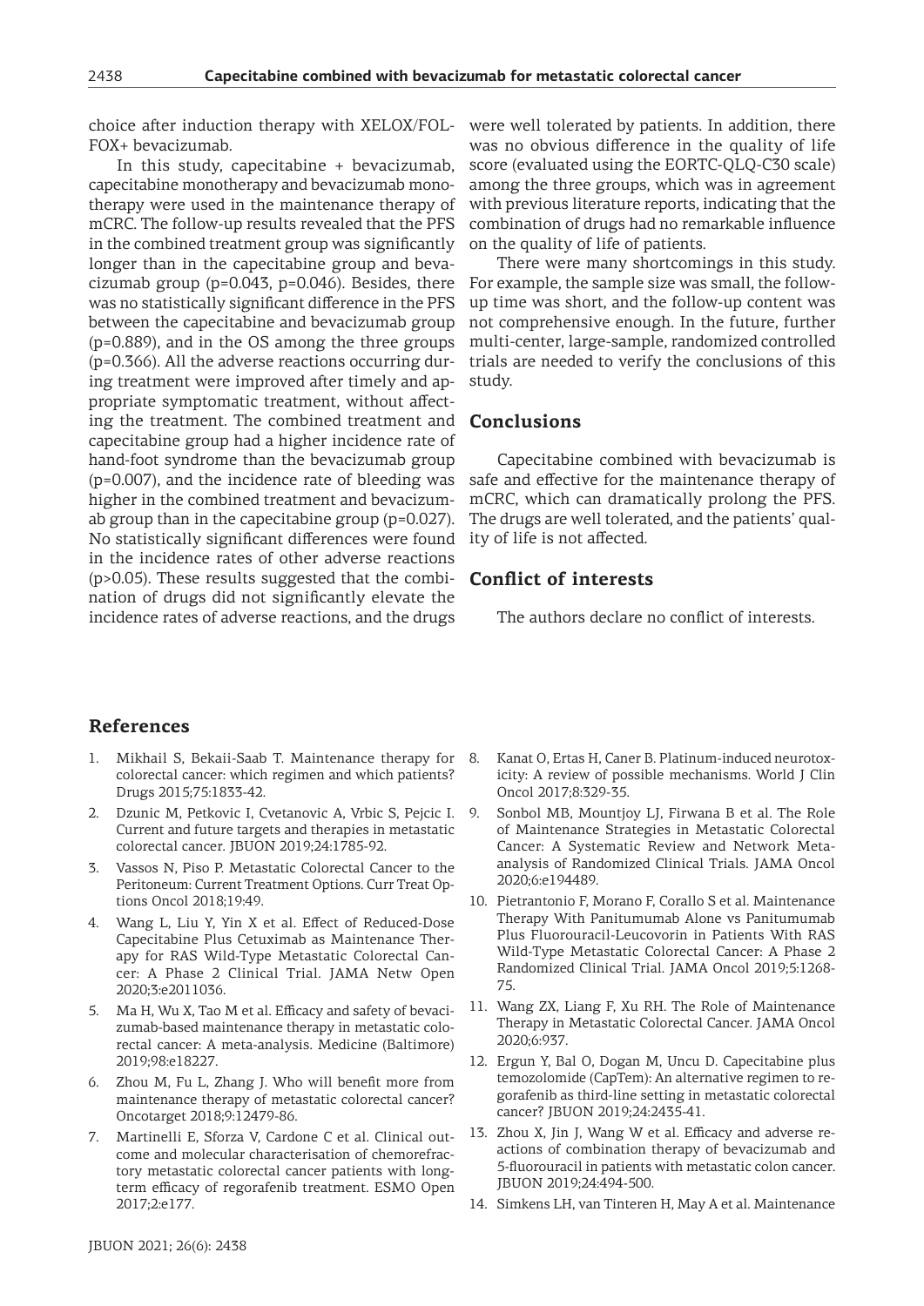choice after induction therapy with XELOX/FOLFOX+ bevacizumab.

In this study, capecitabine + bevacizumab, capecitabine monotherapy and bevacizumab monotherapy were used in the maintenance therapy of mCRC. The follow-up results revealed that the PFS in the combined treatment group was significantly longer than in the capecitabine group and bevacizumab group (p=0.043, p=0.046). Besides, there was no statistically significant difference in the PFS between the capecitabine and bevacizumab group (p=0.889), and in the OS among the three groups (p=0.366). All the adverse reactions occurring during treatment were improved after timely and appropriate symptomatic treatment, without affecting the treatment. The combined treatment and capecitabine group had a higher incidence rate of hand-foot syndrome than the bevacizumab group (p=0.007), and the incidence rate of bleeding was higher in the combined treatment and bevacizumab group than in the capecitabine group (p=0.027). No statistically significant differences were found in the incidence rates of other adverse reactions (p>0.05). These results suggested that the combination of drugs did not significantly elevate the incidence rates of adverse reactions, and the drugs were well tolerated by patients. In addition, there was no obvious difference in the quality of life score (evaluated using the EORTC-QLQ-C30 scale) among the three groups, which was in agreement with previous literature reports, indicating that the combination of drugs had no remarkable influence on the quality of life of patients.

There were many shortcomings in this study. For example, the sample size was small, the follow-up time was short, and the follow-up content was not comprehensive enough. In the future, further multi-center, large-sample, randomized controlled trials are needed to verify the conclusions of this study.

## Conclusions

Capecitabine combined with bevacizumab is safe and effective for the maintenance therapy of mCRC, which can dramatically prolong the PFS. The drugs are well tolerated, and the patients' quality of life is not affected.

## Conflict of interests

The authors declare no conflict of interests.

## References

1. Mikhail S, Bekaii-Saab T. Maintenance therapy for colorectal cancer: which regimen and which patients? Drugs 2015;75:1833-42.
2. Dzunic M, Petkovic I, Cvetanovic A, Vrbic S, Pejcic I. Current and future targets and therapies in metastatic colorectal cancer. JBUON 2019;24:1785-92.
3. Vassos N, Piso P. Metastatic Colorectal Cancer to the Peritoneum: Current Treatment Options. Curr Treat Options Oncol 2018;19:49.
4. Wang L, Liu Y, Yin X et al. Effect of Reduced-Dose Capecitabine Plus Cetuximab as Maintenance Therapy for RAS Wild-Type Metastatic Colorectal Cancer: A Phase 2 Clinical Trial. JAMA Netw Open 2020;3:e2011036.
5. Ma H, Wu X, Tao M et al. Efficacy and safety of bevacizumab-based maintenance therapy in metastatic colorectal cancer: A meta-analysis. Medicine (Baltimore) 2019;98:e18227.
6. Zhou M, Fu L, Zhang J. Who will benefit more from maintenance therapy of metastatic colorectal cancer? Oncotarget 2018;9:12479-86.
7. Martinelli E, Sforza V, Cardone C et al. Clinical outcome and molecular characterisation of chemorefractory metastatic colorectal cancer patients with long-term efficacy of regorafenib treatment. ESMO Open 2017;2:e177.
8. Kanat O, Ertas H, Caner B. Platinum-induced neurotoxicity: A review of possible mechanisms. World J Clin Oncol 2017;8:329-35.
9. Sonbol MB, Mountjoy LJ, Firwana B et al. The Role of Maintenance Strategies in Metastatic Colorectal Cancer: A Systematic Review and Network Meta-analysis of Randomized Clinical Trials. JAMA Oncol 2020;6:e194489.
10. Pietrantonio F, Morano F, Corallo S et al. Maintenance Therapy With Panitumumab Alone vs Panitumumab Plus Fluorouracil-Leucovorin in Patients With RAS Wild-Type Metastatic Colorectal Cancer: A Phase 2 Randomized Clinical Trial. JAMA Oncol 2019;5:1268-75.
11. Wang ZX, Liang F, Xu RH. The Role of Maintenance Therapy in Metastatic Colorectal Cancer. JAMA Oncol 2020;6:937.
12. Ergun Y, Bal O, Dogan M, Uncu D. Capecitabine plus temozolomide (CapTem): An alternative regimen to regorafenib as third-line setting in metastatic colorectal cancer? JBUON 2019;24:2435-41.
13. Zhou X, Jin J, Wang W et al. Efficacy and adverse reactions of combination therapy of bevacizumab and 5-fluorouracil in patients with metastatic colon cancer. JBUON 2019;24:494-500.
14. Simkens LH, van Tinteren H, May A et al. Maintenance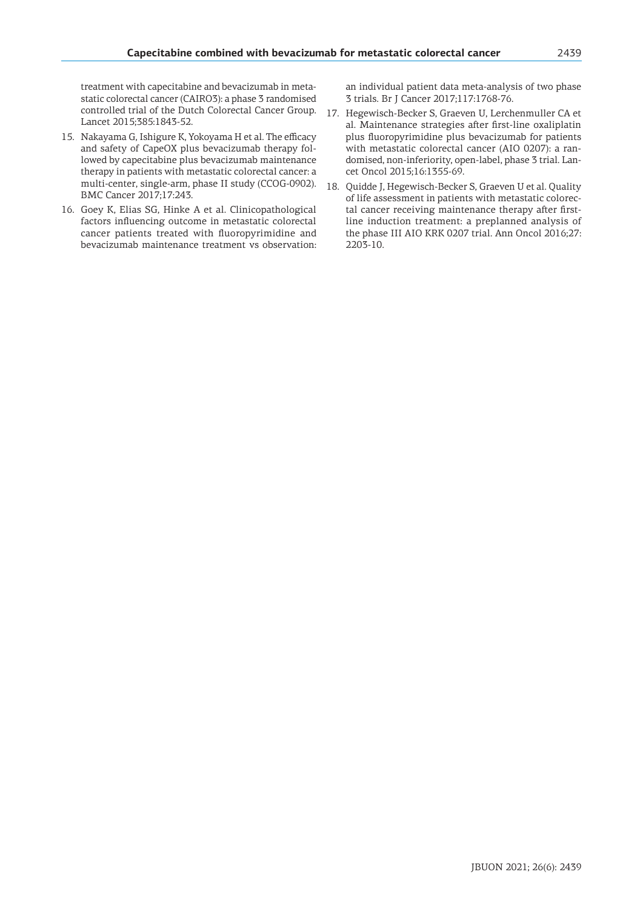treatment with capecitabine and bevacizumab in metastatic colorectal cancer (CAIRO3): a phase 3 randomised controlled trial of the Dutch Colorectal Cancer Group. Lancet 2015;385:1843-52.

15. Nakayama G, Ishigure K, Yokoyama H et al. The efficacy and safety of CapeOX plus bevacizumab therapy followed by capecitabine plus bevacizumab maintenance therapy in patients with metastatic colorectal cancer: a multi-center, single-arm, phase II study (CCOG-0902). BMC Cancer 2017;17:243.
16. Goey K, Elias SG, Hinke A et al. Clinicopathological factors influencing outcome in metastatic colorectal cancer patients treated with fluoropyrimidine and bevacizumab maintenance treatment vs observation: an individual patient data meta-analysis of two phase 3 trials. Br J Cancer 2017;117:1768-76.
17. Hegewisch-Becker S, Graeven U, Lerchenmuller CA et al. Maintenance strategies after first-line oxaliplatin plus fluoropyrimidine plus bevacizumab for patients with metastatic colorectal cancer (AIO 0207): a randomised, non-inferiority, open-label, phase 3 trial. Lancet Oncol 2015;16:1355-69.
18. Quidde J, Hegewisch-Becker S, Graeven U et al. Quality of life assessment in patients with metastatic colorectal cancer receiving maintenance therapy after first-line induction treatment: a preplanned analysis of the phase III AIO KRK 0207 trial. Ann Oncol 2016;27: 2203-10.